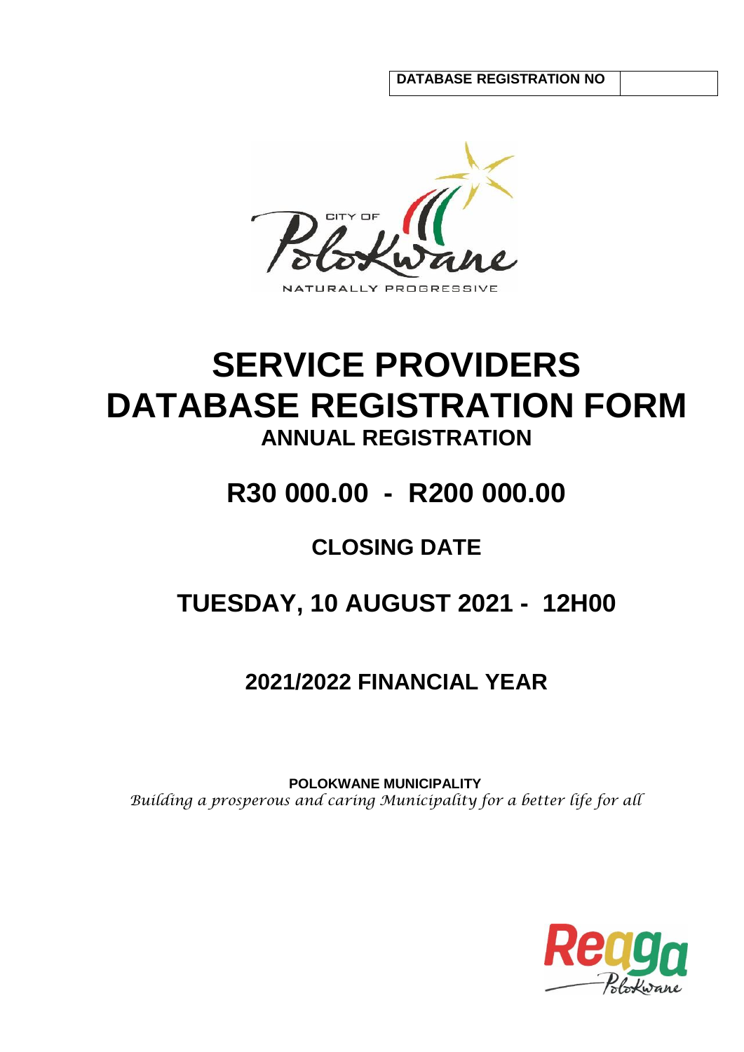| DATABASE REGISTRATION NO | |
|---|---|

# SERVICE PROVIDERS DATABASE REGISTRATION FORM

## ANNUAL REGISTRATION

## R30 000.00 - R200 000.00

## CLOSING DATE

## TUESDAY, 10 AUGUST 2021 - 12H00

## 2021/2022 FINANCIAL YEAR

**POLOKWANE MUNICIPALITY**

*Building a prosperous and caring Municipality for a better life for all*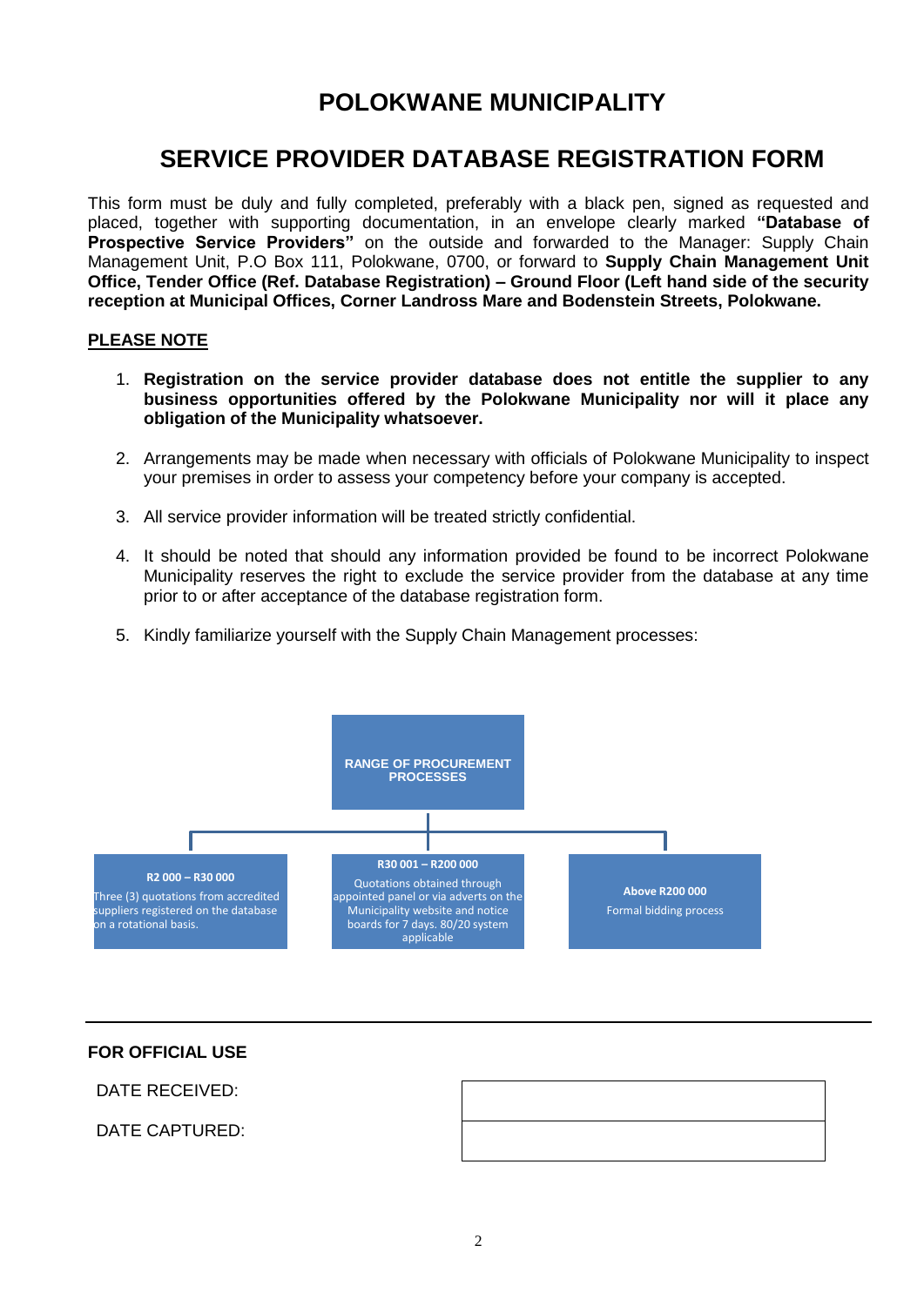# POLOKWANE MUNICIPALITY

## SERVICE PROVIDER DATABASE REGISTRATION FORM

This form must be duly and fully completed, preferably with a black pen, signed as requested and placed, together with supporting documentation, in an envelope clearly marked **"Database of Prospective Service Providers"** on the outside and forwarded to the Manager: Supply Chain Management Unit, P.O Box 111, Polokwane, 0700, or forward to **Supply Chain Management Unit Office, Tender Office (Ref. Database Registration) – Ground Floor (Left hand side of the security reception at Municipal Offices, Corner Landross Mare and Bodenstein Streets, Polokwane.**

**PLEASE NOTE**

1. **Registration on the service provider database does not entitle the supplier to any business opportunities offered by the Polokwane Municipality nor will it place any obligation of the Municipality whatsoever.**
2. Arrangements may be made when necessary with officials of Polokwane Municipality to inspect your premises in order to assess your competency before your company is accepted.
3. All service provider information will be treated strictly confidential.
4. It should be noted that should any information provided be found to be incorrect Polokwane Municipality reserves the right to exclude the service provider from the database at any time prior to or after acceptance of the database registration form.
5. Kindly familiarize yourself with the Supply Chain Management processes:

**RANGE OF PROCUREMENT PROCESSES**

| R2 000 – R30 000 | R30 001 – R200 000 | Above R200 000 |
|---|---|---|
| Three (3) quotations from accredited suppliers registered on the database on a rotational basis. | Quotations obtained through appointed panel or via adverts on the Municipality website and notice boards for 7 days. 80/20 system applicable | Formal bidding process |

**FOR OFFICIAL USE**

| | |
|---|---|
| DATE RECEIVED: | |
| DATE CAPTURED: | |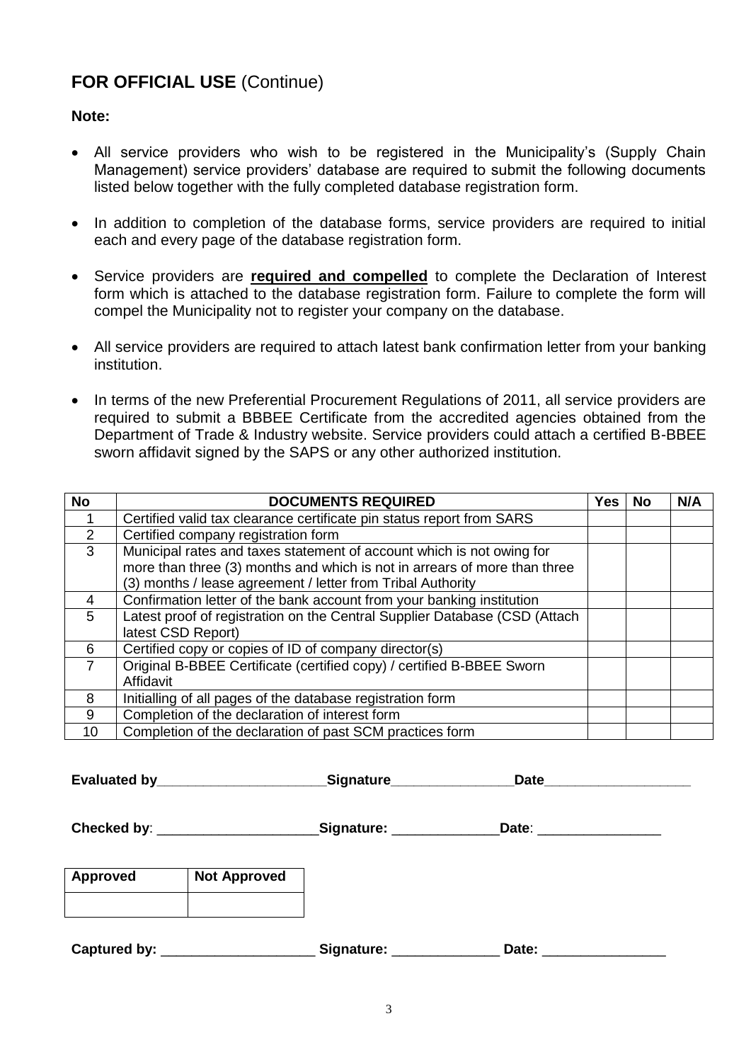## **FOR OFFICIAL USE** (Continue)

**Note:**

- All service providers who wish to be registered in the Municipality's (Supply Chain Management) service providers' database are required to submit the following documents listed below together with the fully completed database registration form.
- In addition to completion of the database forms, service providers are required to initial each and every page of the database registration form.
- Service providers are **required and compelled** to complete the Declaration of Interest form which is attached to the database registration form. Failure to complete the form will compel the Municipality not to register your company on the database.
- All service providers are required to attach latest bank confirmation letter from your banking institution.
- In terms of the new Preferential Procurement Regulations of 2011, all service providers are required to submit a BBBEE Certificate from the accredited agencies obtained from the Department of Trade & Industry website. Service providers could attach a certified B-BBEE sworn affidavit signed by the SAPS or any other authorized institution.

| No | DOCUMENTS REQUIRED | Yes | No | N/A |
|---|---|---|---|---|
| 1 | Certified valid tax clearance certificate pin status report from SARS | | | |
| 2 | Certified company registration form | | | |
| 3 | Municipal rates and taxes statement of account which is not owing for more than three (3) months and which is not in arrears of more than three (3) months / lease agreement / letter from Tribal Authority | | | |
| 4 | Confirmation letter of the bank account from your banking institution | | | |
| 5 | Latest proof of registration on the Central Supplier Database (CSD (Attach latest CSD Report) | | | |
| 6 | Certified copy or copies of ID of company director(s) | | | |
| 7 | Original B-BBEE Certificate (certified copy) / certified B-BBEE Sworn Affidavit | | | |
| 8 | Initialling of all pages of the database registration form | | | |
| 9 | Completion of the declaration of interest form | | | |
| 10 | Completion of the declaration of past SCM practices form | | | |

**Evaluated by**______________________**Signature**________________**Date**___________________

**Checked by**: _____________________**Signature:** ______________**Date**: ________________

| Approved | Not Approved |
|---|---|
| | |

**Captured by:** ____________________ **Signature:** ______________ **Date:** ________________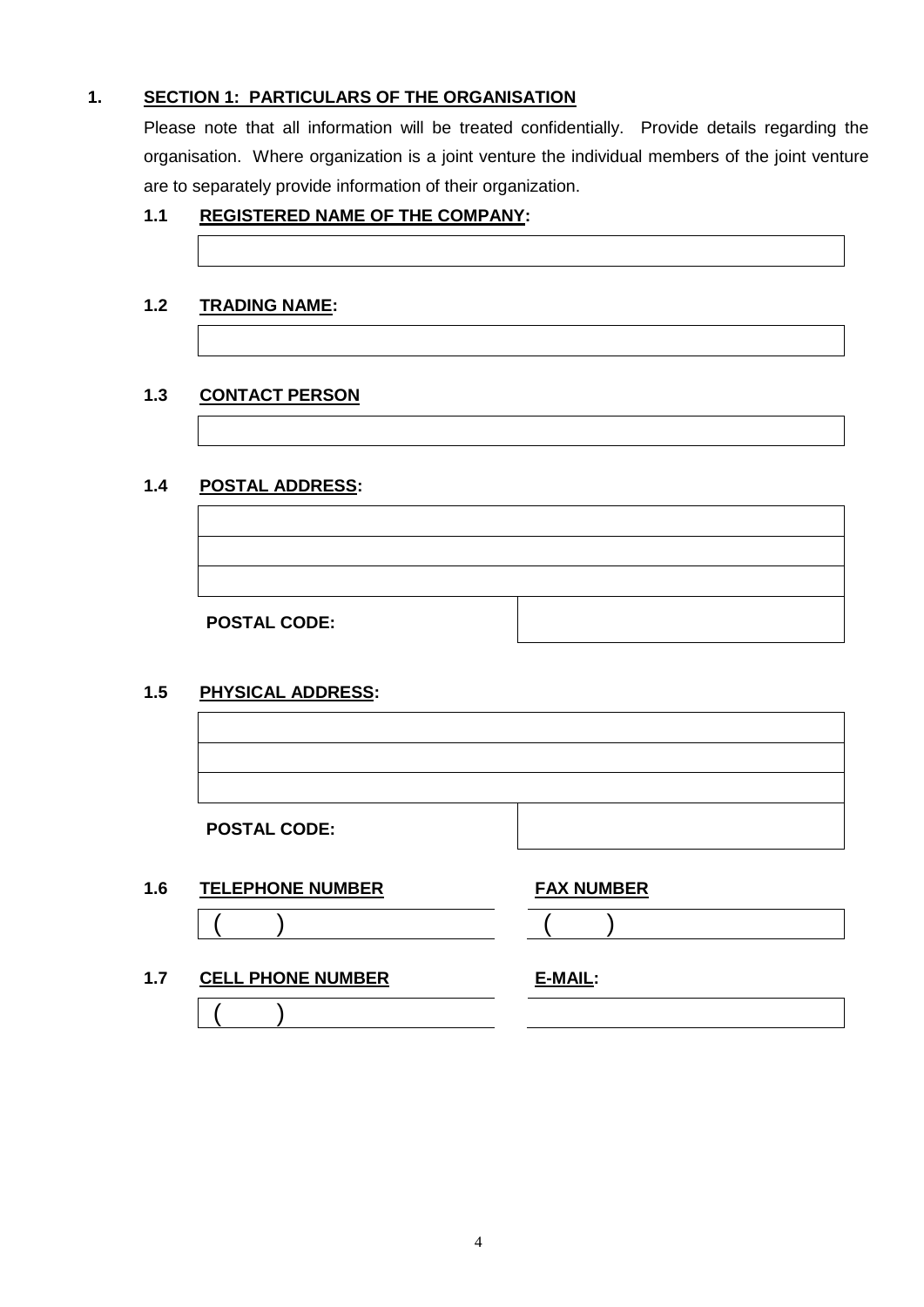## 1. SECTION 1: PARTICULARS OF THE ORGANISATION

Please note that all information will be treated confidentially. Provide details regarding the organisation. Where organization is a joint venture the individual members of the joint venture are to separately provide information of their organization.

### 1.1 REGISTERED NAME OF THE COMPANY:

| |
|---|
| |

### 1.2 TRADING NAME:

| |
|---|
| |

### 1.3 CONTACT PERSON

| |
|---|
| |

### 1.4 POSTAL ADDRESS:

| | |
|---|---|
| | |
| | |
| | |
| **POSTAL CODE:** | |

### 1.5 PHYSICAL ADDRESS:

| | |
|---|---|
| | |
| | |
| | |
| **POSTAL CODE:** | |

### 1.6 TELEPHONE NUMBER / FAX NUMBER

| TELEPHONE NUMBER | FAX NUMBER |
|---|---|
| (   ) | (   ) |

### 1.7 CELL PHONE NUMBER / E-MAIL:

| CELL PHONE NUMBER | E-MAIL: |
|---|---|
| (   ) | |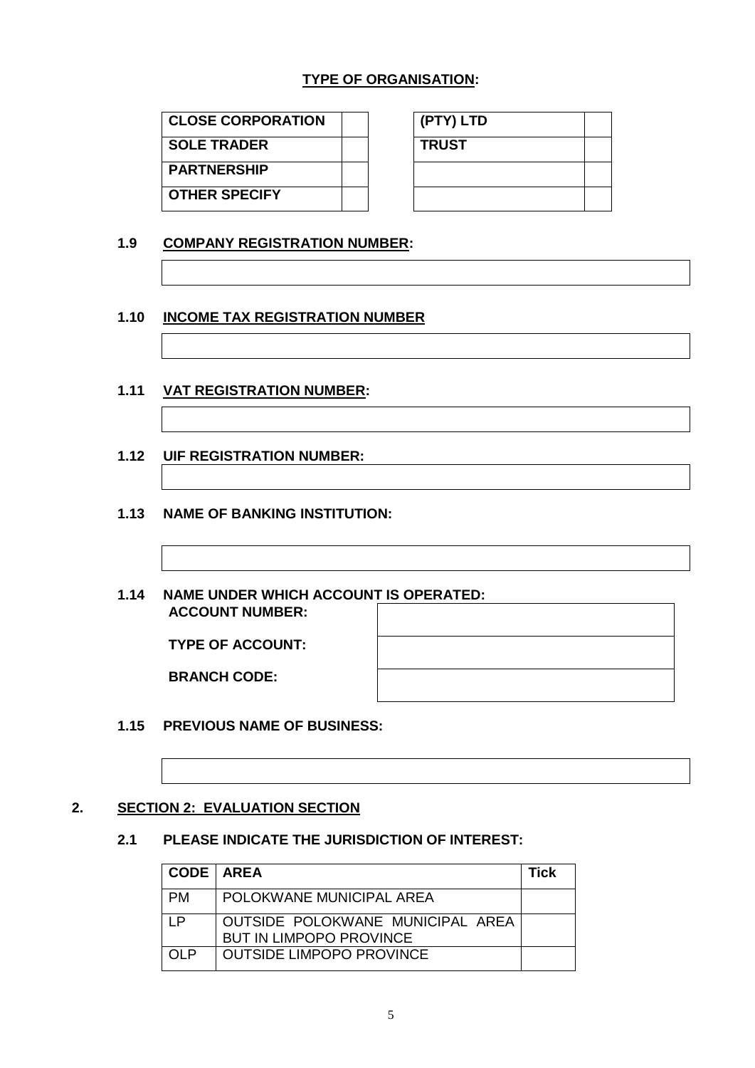**TYPE OF ORGANISATION:**

| CLOSE CORPORATION | | (PTY) LTD | |
|---|---|---|---|
| SOLE TRADER | | TRUST | |
| PARTNERSHIP | | | |
| OTHER SPECIFY | | | |

**1.9 COMPANY REGISTRATION NUMBER:**

| |
|---|

**1.10 INCOME TAX REGISTRATION NUMBER**

| |
|---|

**1.11 VAT REGISTRATION NUMBER:**

| |
|---|

**1.12 UIF REGISTRATION NUMBER:**

| |
|---|

**1.13 NAME OF BANKING INSTITUTION:**

| |
|---|

**1.14 NAME UNDER WHICH ACCOUNT IS OPERATED:**

| | |
|---|---|
| **ACCOUNT NUMBER:** | |
| **TYPE OF ACCOUNT:** | |
| **BRANCH CODE:** | |

**1.15 PREVIOUS NAME OF BUSINESS:**

| |
|---|

## 2. SECTION 2: EVALUATION SECTION

**2.1 PLEASE INDICATE THE JURISDICTION OF INTEREST:**

| CODE | AREA | Tick |
|---|---|---|
| PM | POLOKWANE MUNICIPAL AREA | |
| LP | OUTSIDE POLOKWANE MUNICIPAL AREA BUT IN LIMPOPO PROVINCE | |
| OLP | OUTSIDE LIMPOPO PROVINCE | |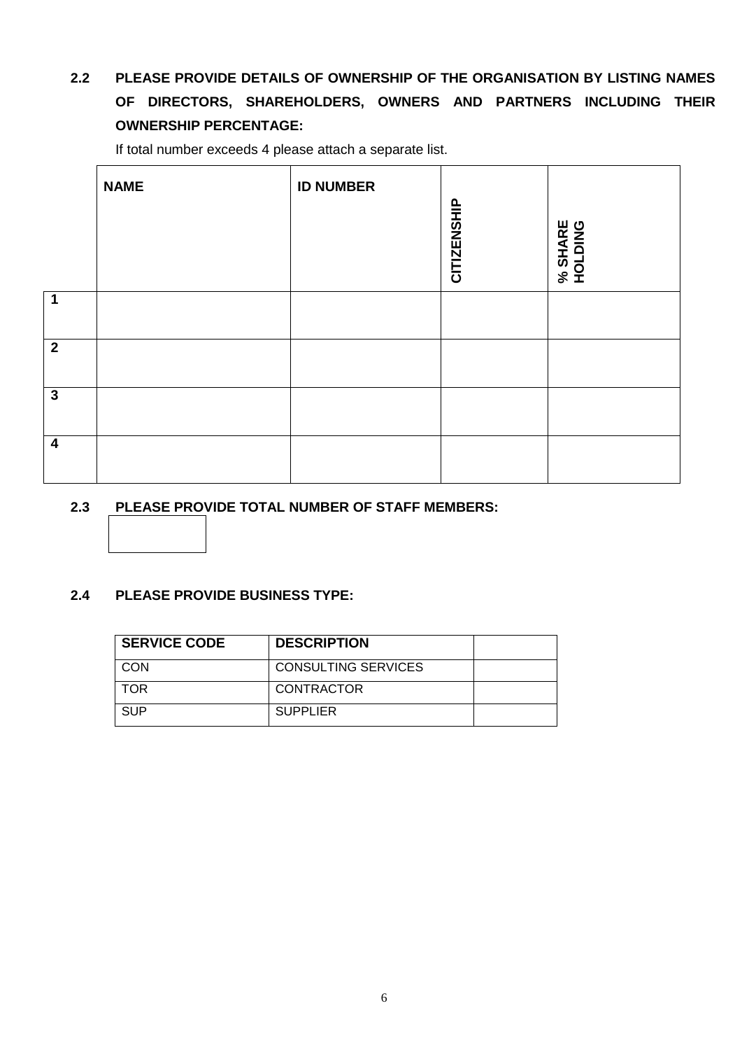**2.2 PLEASE PROVIDE DETAILS OF OWNERSHIP OF THE ORGANISATION BY LISTING NAMES OF DIRECTORS, SHAREHOLDERS, OWNERS AND PARTNERS INCLUDING THEIR OWNERSHIP PERCENTAGE:**

If total number exceeds 4 please attach a separate list.

| | NAME | ID NUMBER | CITIZENSHIP | % SHARE HOLDING |
|---|---|---|---|---|
| 1 | | | | |
| 2 | | | | |
| 3 | | | | |
| 4 | | | | |

**2.3 PLEASE PROVIDE TOTAL NUMBER OF STAFF MEMBERS:**

| |
|---|
| |

**2.4 PLEASE PROVIDE BUSINESS TYPE:**

| SERVICE CODE | DESCRIPTION | |
|---|---|---|
| CON | CONSULTING SERVICES | |
| TOR | CONTRACTOR | |
| SUP | SUPPLIER | |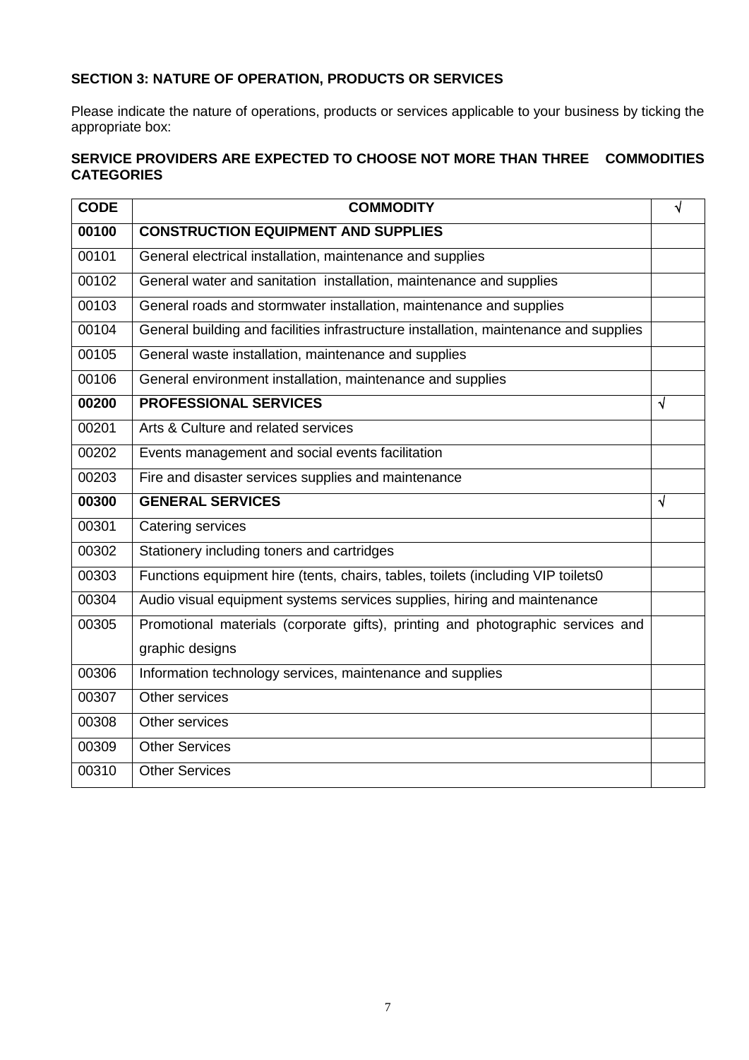**SECTION 3: NATURE OF OPERATION, PRODUCTS OR SERVICES**

Please indicate the nature of operations, products or services applicable to your business by ticking the appropriate box:

**SERVICE PROVIDERS ARE EXPECTED TO CHOOSE NOT MORE THAN THREE COMMODITIES CATEGORIES**

| CODE | COMMODITY | √ |
|---|---|---|
| **00100** | **CONSTRUCTION EQUIPMENT AND SUPPLIES** | |
| 00101 | General electrical installation, maintenance and supplies | |
| 00102 | General water and sanitation installation, maintenance and supplies | |
| 00103 | General roads and stormwater installation, maintenance and supplies | |
| 00104 | General building and facilities infrastructure installation, maintenance and supplies | |
| 00105 | General waste installation, maintenance and supplies | |
| 00106 | General environment installation, maintenance and supplies | |
| **00200** | **PROFESSIONAL SERVICES** | √ |
| 00201 | Arts & Culture and related services | |
| 00202 | Events management and social events facilitation | |
| 00203 | Fire and disaster services supplies and maintenance | |
| **00300** | **GENERAL SERVICES** | √ |
| 00301 | Catering services | |
| 00302 | Stationery including toners and cartridges | |
| 00303 | Functions equipment hire (tents, chairs, tables, toilets (including VIP toilets0 | |
| 00304 | Audio visual equipment systems services supplies, hiring and maintenance | |
| 00305 | Promotional materials (corporate gifts), printing and photographic services and graphic designs | |
| 00306 | Information technology services, maintenance and supplies | |
| 00307 | Other services | |
| 00308 | Other services | |
| 00309 | Other Services | |
| 00310 | Other Services | |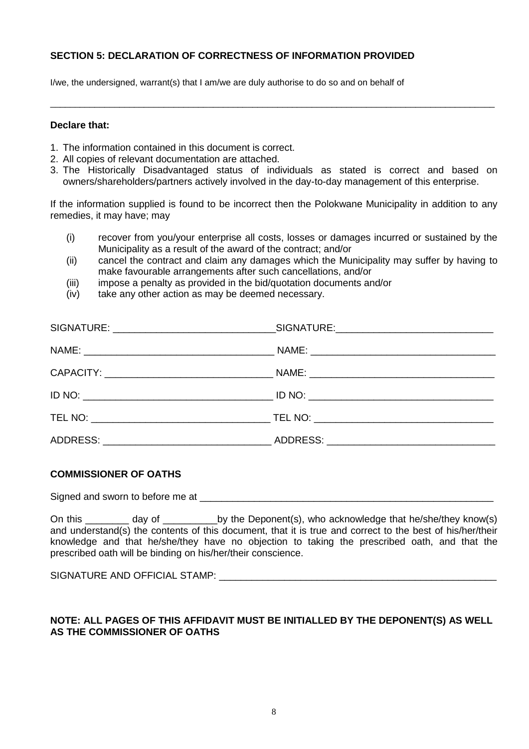## SECTION 5: DECLARATION OF CORRECTNESS OF INFORMATION PROVIDED

I/we, the undersigned, warrant(s) that I am/we are duly authorise to do so and on behalf of

______________________________________________________________________________

**Declare that:**

1. The information contained in this document is correct.
2. All copies of relevant documentation are attached.
3. The Historically Disadvantaged status of individuals as stated is correct and based on owners/shareholders/partners actively involved in the day-to-day management of this enterprise.

If the information supplied is found to be incorrect then the Polokwane Municipality in addition to any remedies, it may have; may

(i) recover from you/your enterprise all costs, losses or damages incurred or sustained by the Municipality as a result of the award of the contract; and/or
(ii) cancel the contract and claim any damages which the Municipality may suffer by having to make favourable arrangements after such cancellations, and/or
(iii) impose a penalty as provided in the bid/quotation documents and/or
(iv) take any other action as may be deemed necessary.

| | |
|---|---|
| SIGNATURE: ______________________________ | SIGNATURE: ______________________________ |
| NAME: ______________________________ | NAME: ______________________________ |
| CAPACITY: ______________________________ | NAME: ______________________________ |
| ID NO: ______________________________ | ID NO: ______________________________ |
| TEL NO: ______________________________ | TEL NO: ______________________________ |
| ADDRESS: ______________________________ | ADDRESS: ______________________________ |

## COMMISSIONER OF OATHS

Signed and sworn to before me at ________________________________________________________

On this ________ day of __________by the Deponent(s), who acknowledge that he/she/they know(s) and understand(s) the contents of this document, that it is true and correct to the best of his/her/their knowledge and that he/she/they have no objection to taking the prescribed oath, and that the prescribed oath will be binding on his/her/their conscience.

SIGNATURE AND OFFICIAL STAMP: ____________________________________________________

**NOTE: ALL PAGES OF THIS AFFIDAVIT MUST BE INITIALLED BY THE DEPONENT(S) AS WELL AS THE COMMISSIONER OF OATHS**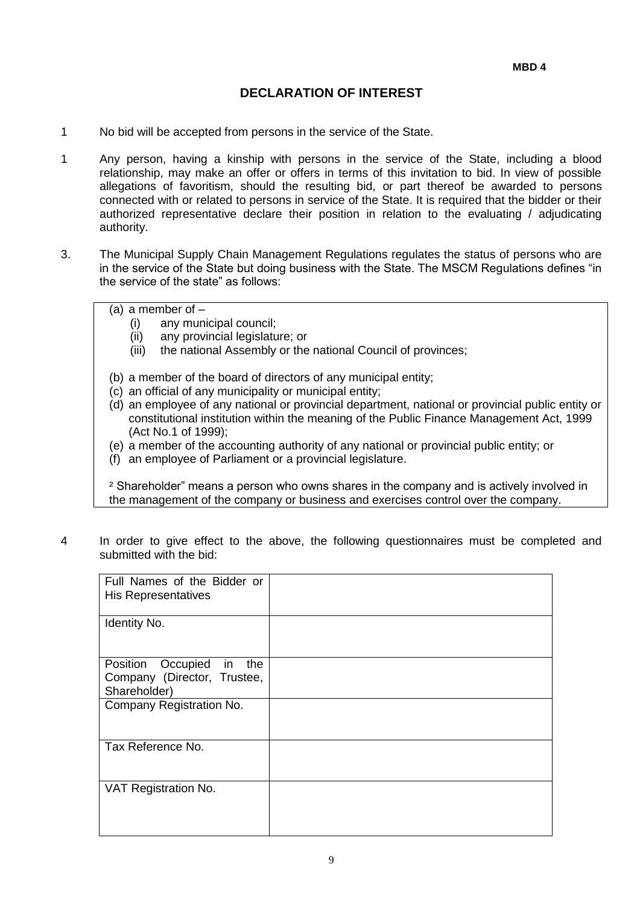**MBD 4**

# DECLARATION OF INTEREST

1 No bid will be accepted from persons in the service of the State.

1 Any person, having a kinship with persons in the service of the State, including a blood relationship, may make an offer or offers in terms of this invitation to bid. In view of possible allegations of favoritism, should the resulting bid, or part thereof be awarded to persons connected with or related to persons in service of the State. It is required that the bidder or their authorized representative declare their position in relation to the evaluating / adjudicating authority.

3. The Municipal Supply Chain Management Regulations regulates the status of persons who are in the service of the State but doing business with the State. The MSCM Regulations defines "in the service of the state" as follows:

> (a) a member of –
> (i) any municipal council;
> (ii) any provincial legislature; or
> (iii) the national Assembly or the national Council of provinces;
>
> (b) a member of the board of directors of any municipal entity;
> (c) an official of any municipality or municipal entity;
> (d) an employee of any national or provincial department, national or provincial public entity or constitutional institution within the meaning of the Public Finance Management Act, 1999 (Act No.1 of 1999);
> (e) a member of the accounting authority of any national or provincial public entity; or
> (f) an employee of Parliament or a provincial legislature.
>
> [2] Shareholder" means a person who owns shares in the company and is actively involved in the management of the company or business and exercises control over the company.

4 In order to give effect to the above, the following questionnaires must be completed and submitted with the bid:

| Full Names of the Bidder or His Representatives | |
|---|---|
| Identity No. | |
| Position Occupied in the Company (Director, Trustee, Shareholder) | |
| Company Registration No. | |
| Tax Reference No. | |
| VAT Registration No. | |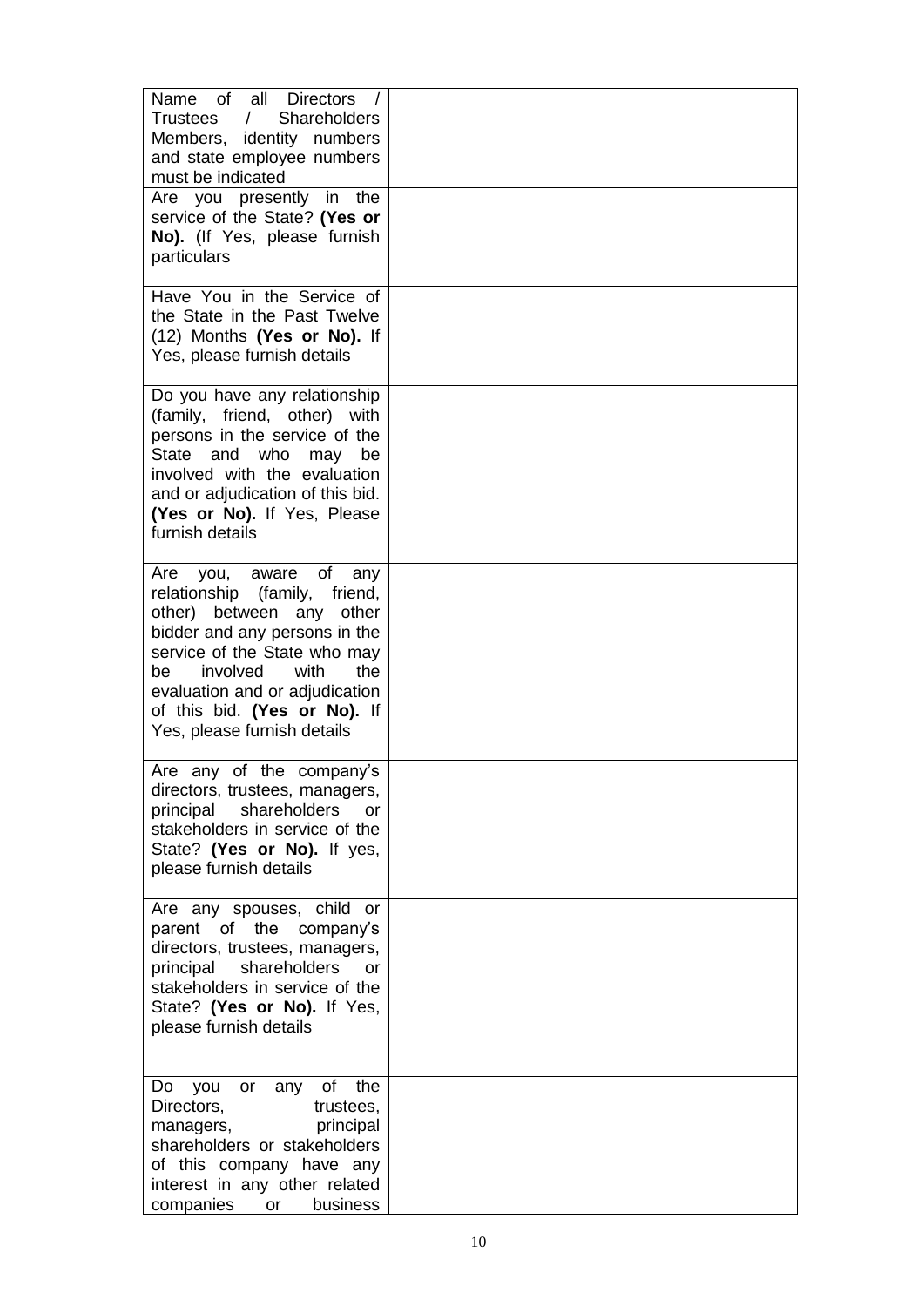| | |
|---|---|
| Name of all Directors / Trustees / Shareholders Members, identity numbers and state employee numbers must be indicated | |
| Are you presently in the service of the State? **(Yes or No).** (If Yes, please furnish particulars | |
| Have You in the Service of the State in the Past Twelve (12) Months **(Yes or No).** If Yes, please furnish details | |
| Do you have any relationship (family, friend, other) with persons in the service of the State and who may be involved with the evaluation and or adjudication of this bid. **(Yes or No).** If Yes, Please furnish details | |
| Are you, aware of any relationship (family, friend, other) between any other bidder and any persons in the service of the State who may be involved with the evaluation and or adjudication of this bid. **(Yes or No).** If Yes, please furnish details | |
| Are any of the company's directors, trustees, managers, principal shareholders or stakeholders in service of the State? **(Yes or No).** If yes, please furnish details | |
| Are any spouses, child or parent of the company's directors, trustees, managers, principal shareholders or stakeholders in service of the State? **(Yes or No).** If Yes, please furnish details | |
| Do you or any of the Directors, trustees, managers, principal shareholders or stakeholders of this company have any interest in any other related companies or business | |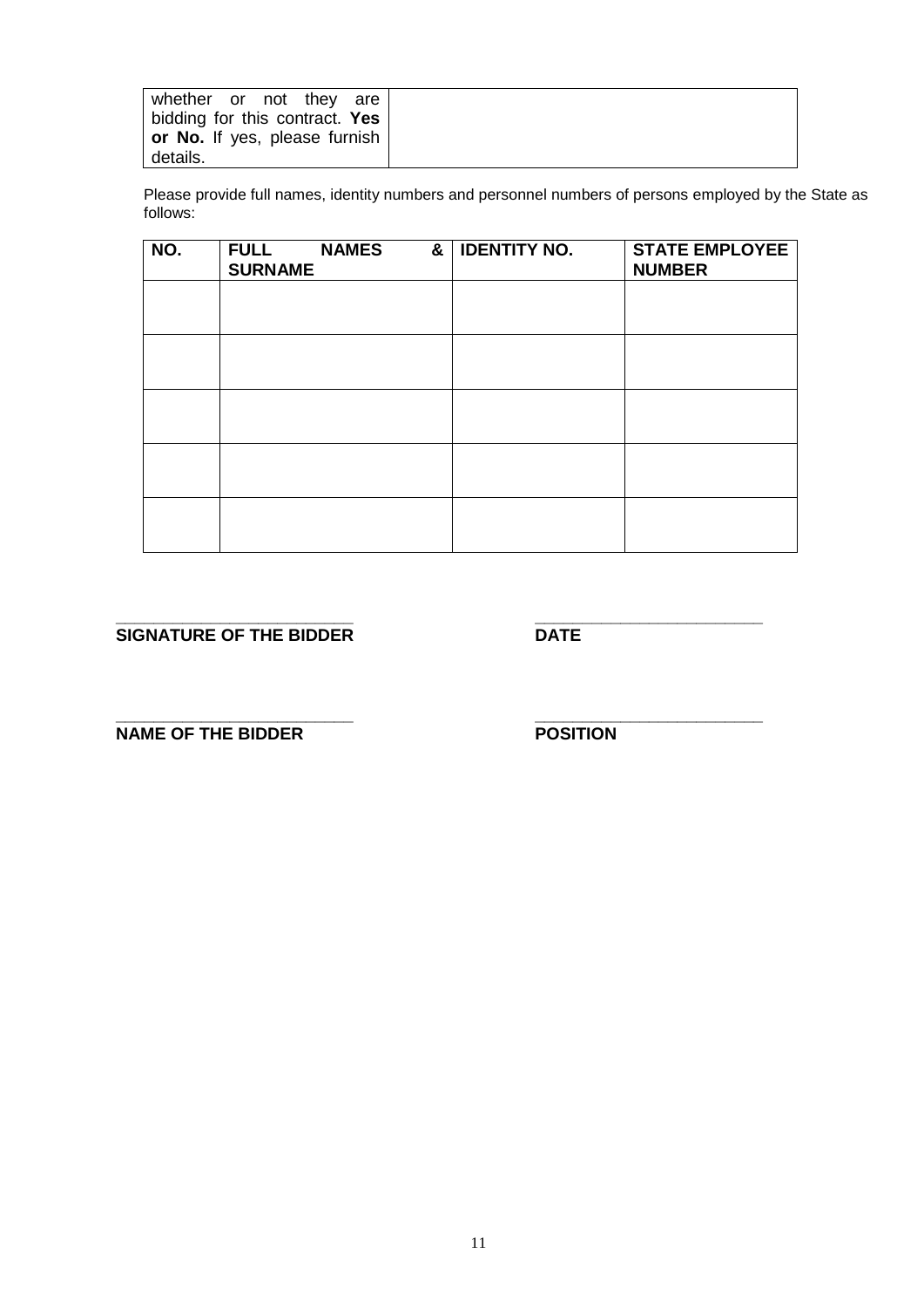| | |
|---|---|
| whether or not they are bidding for this contract. **Yes or No.** If yes, please furnish details. | |

Please provide full names, identity numbers and personnel numbers of persons employed by the State as follows:

| NO. | FULL NAMES & SURNAME | IDENTITY NO. | STATE EMPLOYEE NUMBER |
|---|---|---|---|
| | | | |
| | | | |
| | | | |
| | | | |
| | | | |

_________________________ 
**SIGNATURE OF THE BIDDER**

_________________________ 
**DATE**

_________________________ 
**NAME OF THE BIDDER**

_________________________ 
**POSITION**